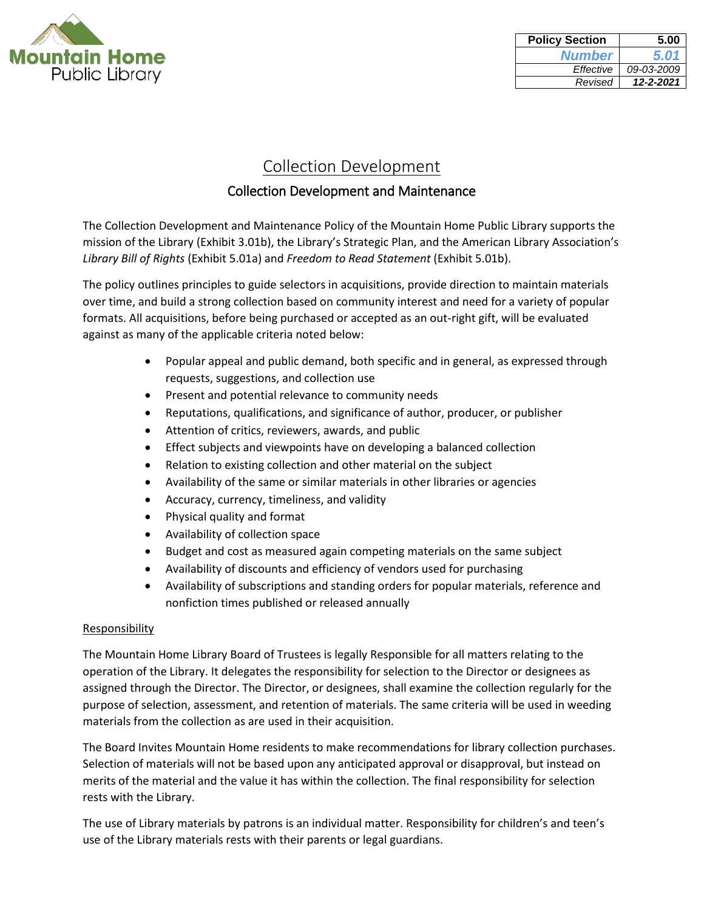Mountain Home Public Library

| Policy Section | 5.00 |
| --- | --- |
| Number | 5.01 |
| Effective | 09-03-2009 |
| Revised | 12-2-2021 |

# Collection Development

## Collection Development and Maintenance

The Collection Development and Maintenance Policy of the Mountain Home Public Library supports the mission of the Library (Exhibit 3.01b), the Library's Strategic Plan, and the American Library Association's *Library Bill of Rights* (Exhibit 5.01a) and *Freedom to Read Statement* (Exhibit 5.01b).

The policy outlines principles to guide selectors in acquisitions, provide direction to maintain materials over time, and build a strong collection based on community interest and need for a variety of popular formats. All acquisitions, before being purchased or accepted as an out-right gift, will be evaluated against as many of the applicable criteria noted below:

- Popular appeal and public demand, both specific and in general, as expressed through requests, suggestions, and collection use
- Present and potential relevance to community needs
- Reputations, qualifications, and significance of author, producer, or publisher
- Attention of critics, reviewers, awards, and public
- Effect subjects and viewpoints have on developing a balanced collection
- Relation to existing collection and other material on the subject
- Availability of the same or similar materials in other libraries or agencies
- Accuracy, currency, timeliness, and validity
- Physical quality and format
- Availability of collection space
- Budget and cost as measured again competing materials on the same subject
- Availability of discounts and efficiency of vendors used for purchasing
- Availability of subscriptions and standing orders for popular materials, reference and nonfiction times published or released annually

### Responsibility

The Mountain Home Library Board of Trustees is legally Responsible for all matters relating to the operation of the Library. It delegates the responsibility for selection to the Director or designees as assigned through the Director. The Director, or designees, shall examine the collection regularly for the purpose of selection, assessment, and retention of materials. The same criteria will be used in weeding materials from the collection as are used in their acquisition.

The Board Invites Mountain Home residents to make recommendations for library collection purchases. Selection of materials will not be based upon any anticipated approval or disapproval, but instead on merits of the material and the value it has within the collection. The final responsibility for selection rests with the Library.

The use of Library materials by patrons is an individual matter. Responsibility for children's and teen's use of the Library materials rests with their parents or legal guardians.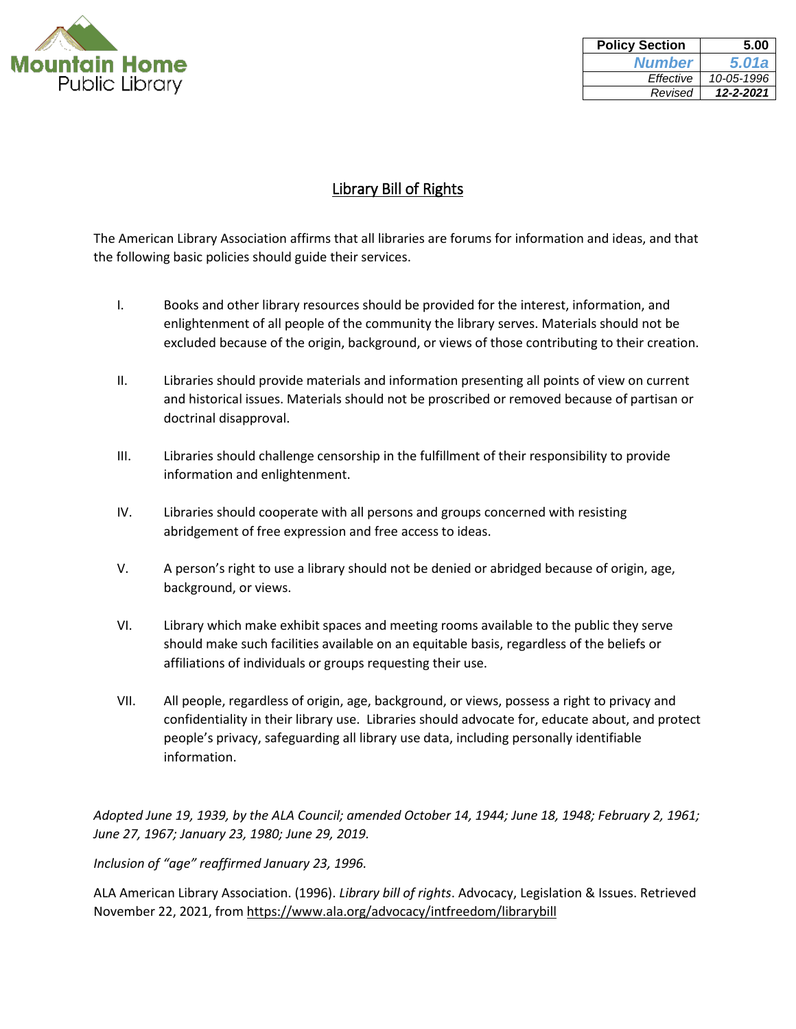Mountain Home Public Library

| Policy Section | 5.00 |
| --- | --- |
| Number | 5.01a |
| Effective | 10-05-1996 |
| Revised | 12-2-2021 |

# Library Bill of Rights

The American Library Association affirms that all libraries are forums for information and ideas, and that the following basic policies should guide their services.

I. Books and other library resources should be provided for the interest, information, and enlightenment of all people of the community the library serves. Materials should not be excluded because of the origin, background, or views of those contributing to their creation.

II. Libraries should provide materials and information presenting all points of view on current and historical issues. Materials should not be proscribed or removed because of partisan or doctrinal disapproval.

III. Libraries should challenge censorship in the fulfillment of their responsibility to provide information and enlightenment.

IV. Libraries should cooperate with all persons and groups concerned with resisting abridgement of free expression and free access to ideas.

V. A person's right to use a library should not be denied or abridged because of origin, age, background, or views.

VI. Library which make exhibit spaces and meeting rooms available to the public they serve should make such facilities available on an equitable basis, regardless of the beliefs or affiliations of individuals or groups requesting their use.

VII. All people, regardless of origin, age, background, or views, possess a right to privacy and confidentiality in their library use. Libraries should advocate for, educate about, and protect people's privacy, safeguarding all library use data, including personally identifiable information.

*Adopted June 19, 1939, by the ALA Council; amended October 14, 1944; June 18, 1948; February 2, 1961; June 27, 1967; January 23, 1980; June 29, 2019.*

*Inclusion of "age" reaffirmed January 23, 1996.*

ALA American Library Association. (1996). *Library bill of rights*. Advocacy, Legislation & Issues. Retrieved November 22, 2021, from https://www.ala.org/advocacy/intfreedom/librarybill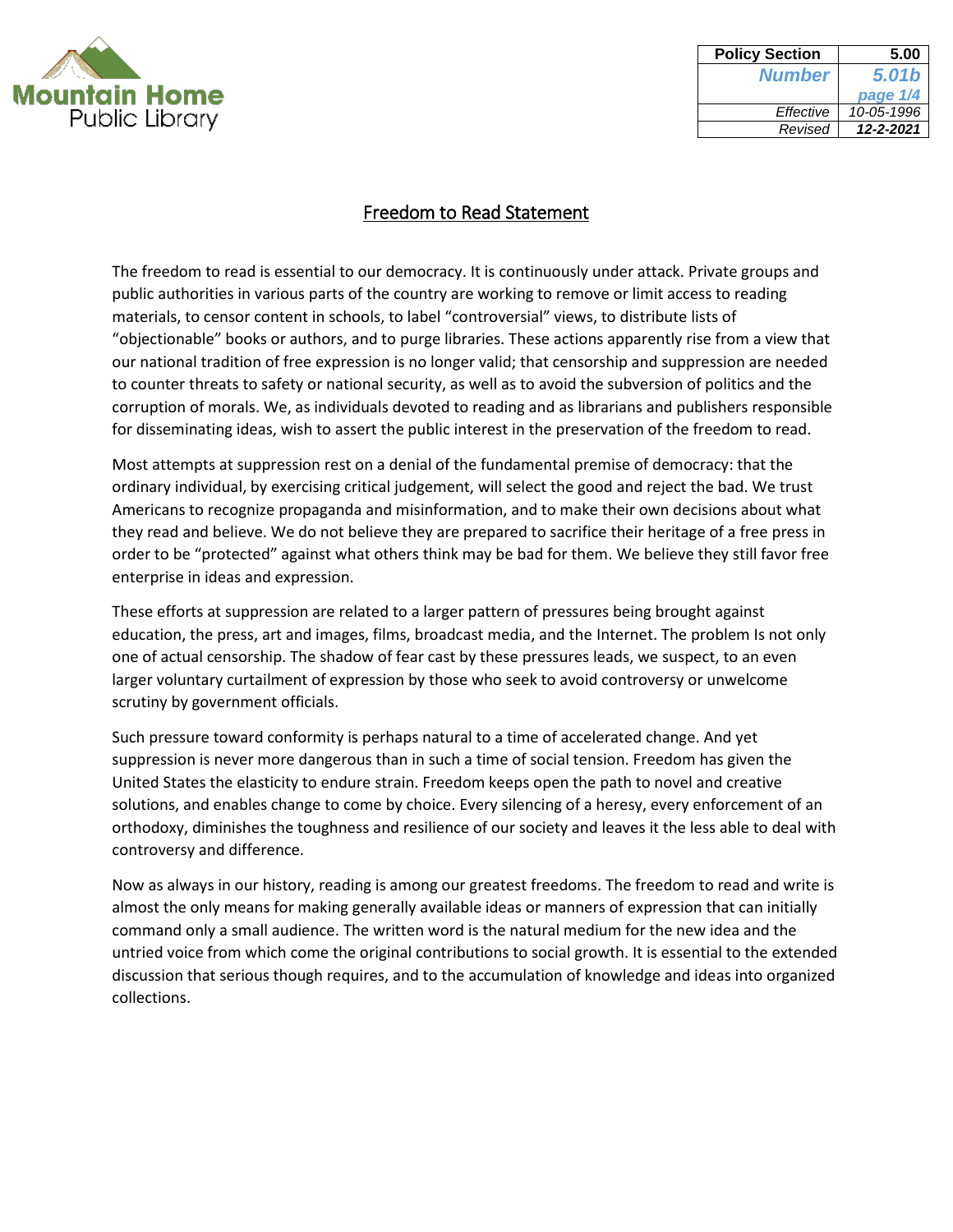| Policy Section | 5.00 |
| --- | --- |
| Number | 5.01b |
| | page 1/4 |
| Effective | 10-05-1996 |
| Revised | 12-2-2021 |

# Freedom to Read Statement

The freedom to read is essential to our democracy. It is continuously under attack. Private groups and public authorities in various parts of the country are working to remove or limit access to reading materials, to censor content in schools, to label "controversial" views, to distribute lists of "objectionable" books or authors, and to purge libraries. These actions apparently rise from a view that our national tradition of free expression is no longer valid; that censorship and suppression are needed to counter threats to safety or national security, as well as to avoid the subversion of politics and the corruption of morals. We, as individuals devoted to reading and as librarians and publishers responsible for disseminating ideas, wish to assert the public interest in the preservation of the freedom to read.

Most attempts at suppression rest on a denial of the fundamental premise of democracy: that the ordinary individual, by exercising critical judgement, will select the good and reject the bad. We trust Americans to recognize propaganda and misinformation, and to make their own decisions about what they read and believe. We do not believe they are prepared to sacrifice their heritage of a free press in order to be "protected" against what others think may be bad for them. We believe they still favor free enterprise in ideas and expression.

These efforts at suppression are related to a larger pattern of pressures being brought against education, the press, art and images, films, broadcast media, and the Internet. The problem Is not only one of actual censorship. The shadow of fear cast by these pressures leads, we suspect, to an even larger voluntary curtailment of expression by those who seek to avoid controversy or unwelcome scrutiny by government officials.

Such pressure toward conformity is perhaps natural to a time of accelerated change. And yet suppression is never more dangerous than in such a time of social tension. Freedom has given the United States the elasticity to endure strain. Freedom keeps open the path to novel and creative solutions, and enables change to come by choice. Every silencing of a heresy, every enforcement of an orthodoxy, diminishes the toughness and resilience of our society and leaves it the less able to deal with controversy and difference.

Now as always in our history, reading is among our greatest freedoms. The freedom to read and write is almost the only means for making generally available ideas or manners of expression that can initially command only a small audience. The written word is the natural medium for the new idea and the untried voice from which come the original contributions to social growth. It is essential to the extended discussion that serious though requires, and to the accumulation of knowledge and ideas into organized collections.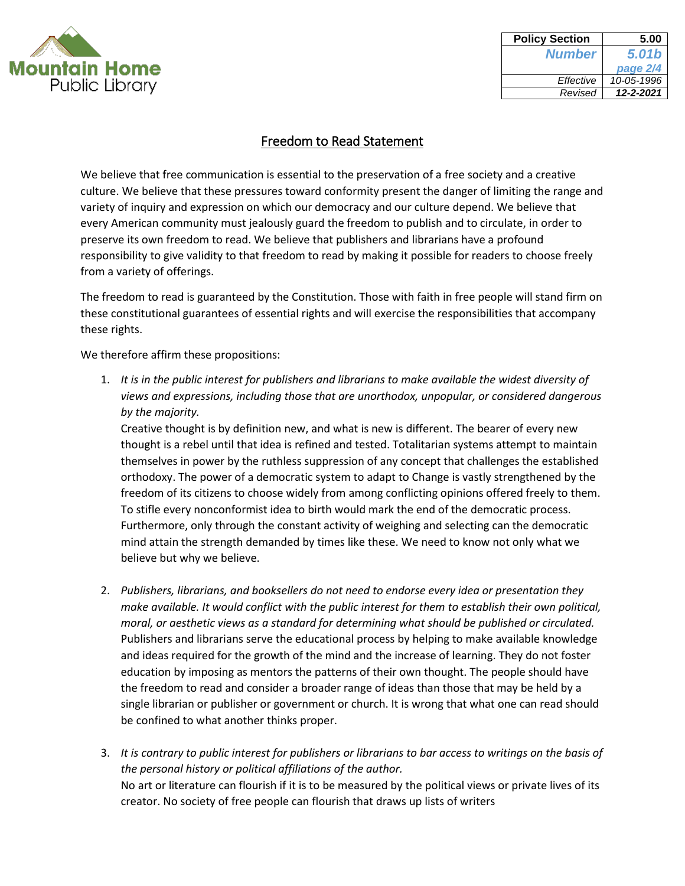# Freedom to Read Statement

We believe that free communication is essential to the preservation of a free society and a creative culture. We believe that these pressures toward conformity present the danger of limiting the range and variety of inquiry and expression on which our democracy and our culture depend. We believe that every American community must jealously guard the freedom to publish and to circulate, in order to preserve its own freedom to read. We believe that publishers and librarians have a profound responsibility to give validity to that freedom to read by making it possible for readers to choose freely from a variety of offerings.

The freedom to read is guaranteed by the Constitution. Those with faith in free people will stand firm on these constitutional guarantees of essential rights and will exercise the responsibilities that accompany these rights.

We therefore affirm these propositions:

1. *It is in the public interest for publishers and librarians to make available the widest diversity of views and expressions, including those that are unorthodox, unpopular, or considered dangerous by the majority.*
   Creative thought is by definition new, and what is new is different. The bearer of every new thought is a rebel until that idea is refined and tested. Totalitarian systems attempt to maintain themselves in power by the ruthless suppression of any concept that challenges the established orthodoxy. The power of a democratic system to adapt to Change is vastly strengthened by the freedom of its citizens to choose widely from among conflicting opinions offered freely to them. To stifle every nonconformist idea to birth would mark the end of the democratic process. Furthermore, only through the constant activity of weighing and selecting can the democratic mind attain the strength demanded by times like these. We need to know not only what we believe but why we believe.

2. *Publishers, librarians, and booksellers do not need to endorse every idea or presentation they make available. It would conflict with the public interest for them to establish their own political, moral, or aesthetic views as a standard for determining what should be published or circulated.*
   Publishers and librarians serve the educational process by helping to make available knowledge and ideas required for the growth of the mind and the increase of learning. They do not foster education by imposing as mentors the patterns of their own thought. The people should have the freedom to read and consider a broader range of ideas than those that may be held by a single librarian or publisher or government or church. It is wrong that what one can read should be confined to what another thinks proper.

3. *It is contrary to public interest for publishers or librarians to bar access to writings on the basis of the personal history or political affiliations of the author.*
   No art or literature can flourish if it is to be measured by the political views or private lives of its creator. No society of free people can flourish that draws up lists of writers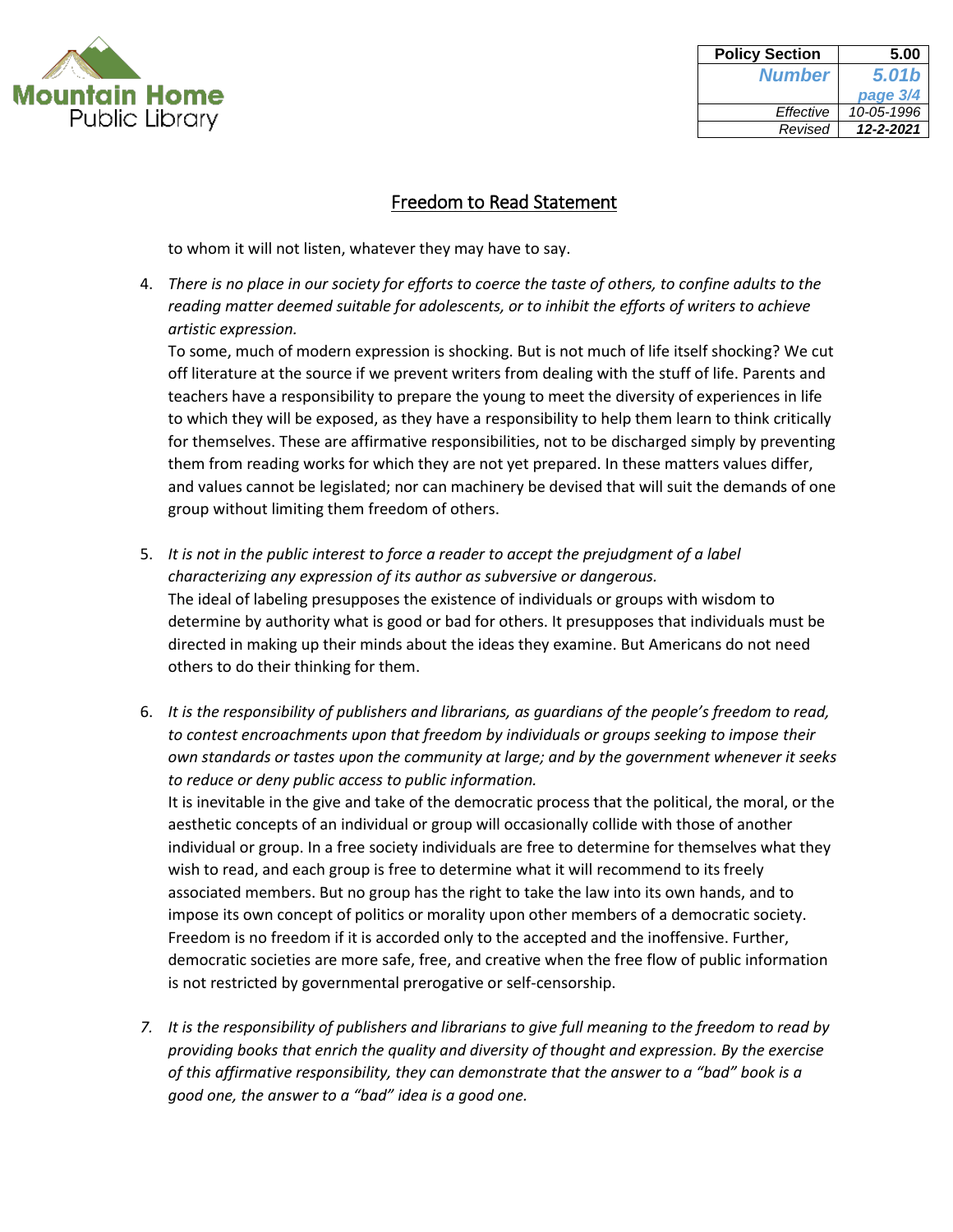| Policy Section | 5.00 |
| --- | --- |
| *Number* | *5.01b* |
| | *page 3/4* |
| *Effective* | *10-05-1996* |
| *Revised* | ***12-2-2021*** |

## Freedom to Read Statement

to whom it will not listen, whatever they may have to say.

4. *There is no place in our society for efforts to coerce the taste of others, to confine adults to the reading matter deemed suitable for adolescents, or to inhibit the efforts of writers to achieve artistic expression.*
   To some, much of modern expression is shocking. But is not much of life itself shocking? We cut off literature at the source if we prevent writers from dealing with the stuff of life. Parents and teachers have a responsibility to prepare the young to meet the diversity of experiences in life to which they will be exposed, as they have a responsibility to help them learn to think critically for themselves. These are affirmative responsibilities, not to be discharged simply by preventing them from reading works for which they are not yet prepared. In these matters values differ, and values cannot be legislated; nor can machinery be devised that will suit the demands of one group without limiting them freedom of others.

5. *It is not in the public interest to force a reader to accept the prejudgment of a label characterizing any expression of its author as subversive or dangerous.*
   The ideal of labeling presupposes the existence of individuals or groups with wisdom to determine by authority what is good or bad for others. It presupposes that individuals must be directed in making up their minds about the ideas they examine. But Americans do not need others to do their thinking for them.

6. *It is the responsibility of publishers and librarians, as guardians of the people's freedom to read, to contest encroachments upon that freedom by individuals or groups seeking to impose their own standards or tastes upon the community at large; and by the government whenever it seeks to reduce or deny public access to public information.*
   It is inevitable in the give and take of the democratic process that the political, the moral, or the aesthetic concepts of an individual or group will occasionally collide with those of another individual or group. In a free society individuals are free to determine for themselves what they wish to read, and each group is free to determine what it will recommend to its freely associated members. But no group has the right to take the law into its own hands, and to impose its own concept of politics or morality upon other members of a democratic society. Freedom is no freedom if it is accorded only to the accepted and the inoffensive. Further, democratic societies are more safe, free, and creative when the free flow of public information is not restricted by governmental prerogative or self-censorship.

7. *It is the responsibility of publishers and librarians to give full meaning to the freedom to read by providing books that enrich the quality and diversity of thought and expression. By the exercise of this affirmative responsibility, they can demonstrate that the answer to a "bad" book is a good one, the answer to a "bad" idea is a good one.*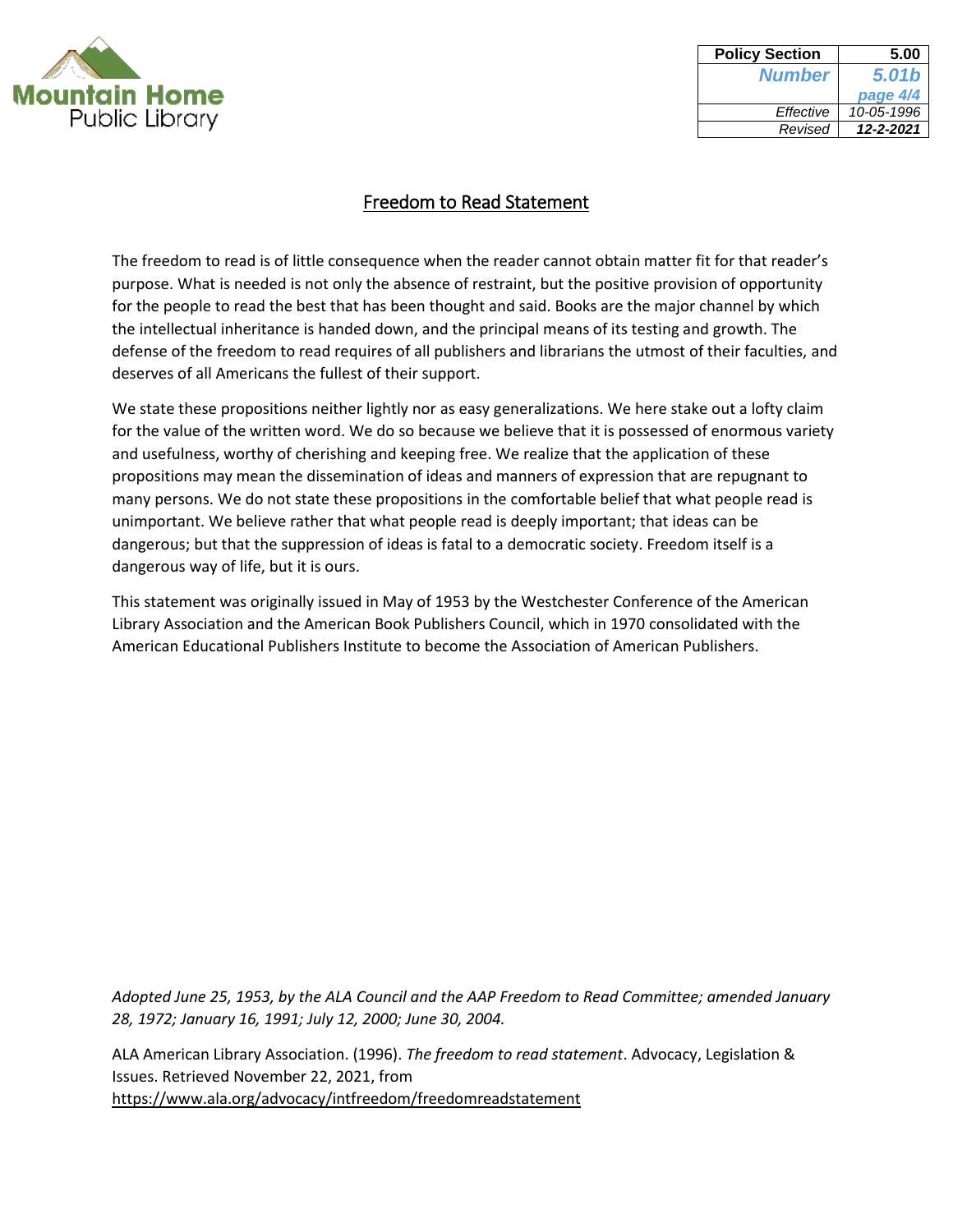| Policy Section | 5.00 |
| --- | --- |
| Number | 5.01b |
| | page 4/4 |
| Effective | 10-05-1996 |
| Revised | 12-2-2021 |

# Freedom to Read Statement

The freedom to read is of little consequence when the reader cannot obtain matter fit for that reader's purpose. What is needed is not only the absence of restraint, but the positive provision of opportunity for the people to read the best that has been thought and said. Books are the major channel by which the intellectual inheritance is handed down, and the principal means of its testing and growth. The defense of the freedom to read requires of all publishers and librarians the utmost of their faculties, and deserves of all Americans the fullest of their support.

We state these propositions neither lightly nor as easy generalizations. We here stake out a lofty claim for the value of the written word. We do so because we believe that it is possessed of enormous variety and usefulness, worthy of cherishing and keeping free. We realize that the application of these propositions may mean the dissemination of ideas and manners of expression that are repugnant to many persons. We do not state these propositions in the comfortable belief that what people read is unimportant. We believe rather that what people read is deeply important; that ideas can be dangerous; but that the suppression of ideas is fatal to a democratic society. Freedom itself is a dangerous way of life, but it is ours.

This statement was originally issued in May of 1953 by the Westchester Conference of the American Library Association and the American Book Publishers Council, which in 1970 consolidated with the American Educational Publishers Institute to become the Association of American Publishers.

*Adopted June 25, 1953, by the ALA Council and the AAP Freedom to Read Committee; amended January 28, 1972; January 16, 1991; July 12, 2000; June 30, 2004.*

ALA American Library Association. (1996). *The freedom to read statement*. Advocacy, Legislation & Issues. Retrieved November 22, 2021, from https://www.ala.org/advocacy/intfreedom/freedomreadstatement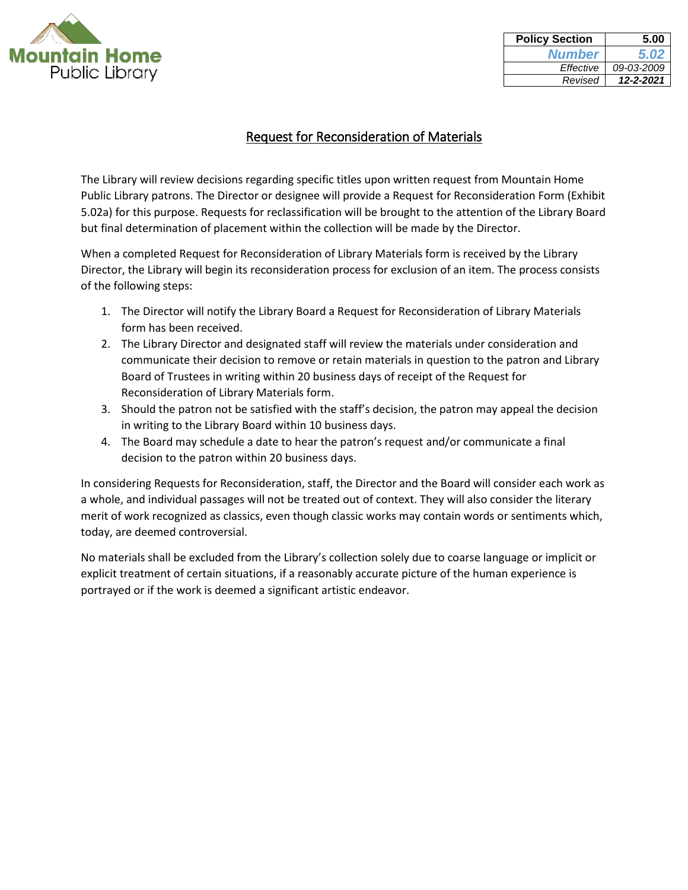Mountain Home Public Library

| Policy Section | 5.00 |
| --- | --- |
| *Number* | *5.02* |
| *Effective* | *09-03-2009* |
| *Revised* | ***12-2-2021*** |

# Request for Reconsideration of Materials

The Library will review decisions regarding specific titles upon written request from Mountain Home Public Library patrons. The Director or designee will provide a Request for Reconsideration Form (Exhibit 5.02a) for this purpose. Requests for reclassification will be brought to the attention of the Library Board but final determination of placement within the collection will be made by the Director.

When a completed Request for Reconsideration of Library Materials form is received by the Library Director, the Library will begin its reconsideration process for exclusion of an item. The process consists of the following steps:

1. The Director will notify the Library Board a Request for Reconsideration of Library Materials form has been received.
2. The Library Director and designated staff will review the materials under consideration and communicate their decision to remove or retain materials in question to the patron and Library Board of Trustees in writing within 20 business days of receipt of the Request for Reconsideration of Library Materials form.
3. Should the patron not be satisfied with the staff's decision, the patron may appeal the decision in writing to the Library Board within 10 business days.
4. The Board may schedule a date to hear the patron's request and/or communicate a final decision to the patron within 20 business days.

In considering Requests for Reconsideration, staff, the Director and the Board will consider each work as a whole, and individual passages will not be treated out of context. They will also consider the literary merit of work recognized as classics, even though classic works may contain words or sentiments which, today, are deemed controversial.

No materials shall be excluded from the Library's collection solely due to coarse language or implicit or explicit treatment of certain situations, if a reasonably accurate picture of the human experience is portrayed or if the work is deemed a significant artistic endeavor.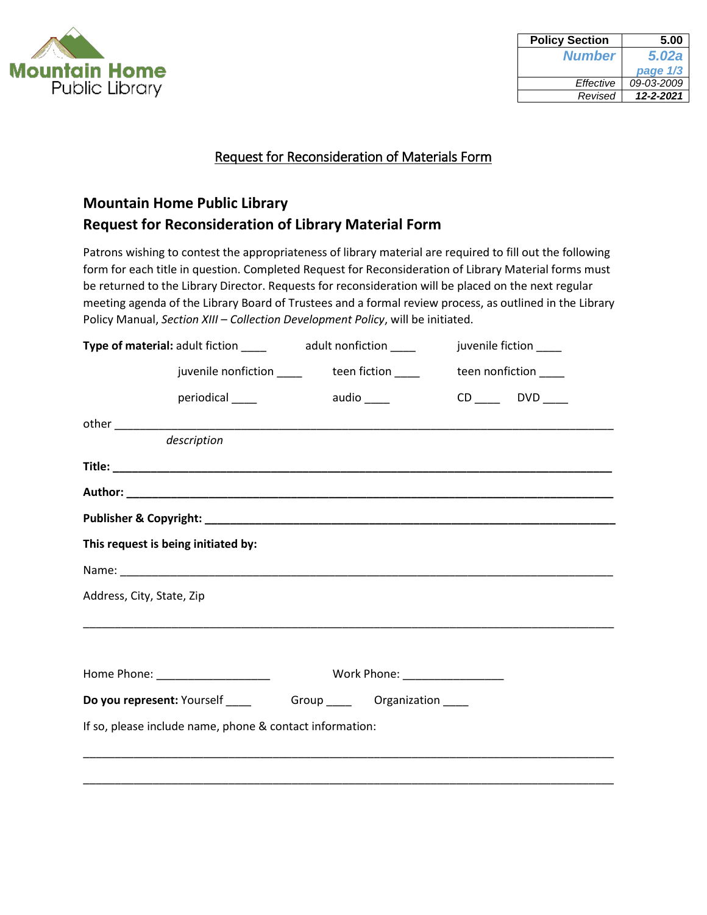| Policy Section | 5.00 |
|---|---|
| Number | 5.02a page 1/3 |
| Effective | 09-03-2009 |
| Revised | 12-2-2021 |

Request for Reconsideration of Materials Form

## Mountain Home Public Library
## Request for Reconsideration of Library Material Form

Patrons wishing to contest the appropriateness of library material are required to fill out the following form for each title in question. Completed Request for Reconsideration of Library Material forms must be returned to the Library Director. Requests for reconsideration will be placed on the next regular meeting agenda of the Library Board of Trustees and a formal review process, as outlined in the Library Policy Manual, *Section XIII – Collection Development Policy*, will be initiated.

**Type of material:** adult fiction ____ adult nonfiction ____ juvenile fiction ____

juvenile nonfiction ____ teen fiction ____ teen nonfiction ____

periodical ____ audio ____ CD ____ DVD ____

other ______________________________________________________________________

*description*

**Title: ______________________________________________________________________**

**Author: ____________________________________________________________________**

**Publisher & Copyright: ______________________________________________________**

**This request is being initiated by:**

Name: ______________________________________________________________________

Address, City, State, Zip

____________________________________________________________________________

Home Phone: ________________ Work Phone: ______________

**Do you represent:** Yourself ____ Group ____ Organization ____

If so, please include name, phone & contact information:

____________________________________________________________________________

____________________________________________________________________________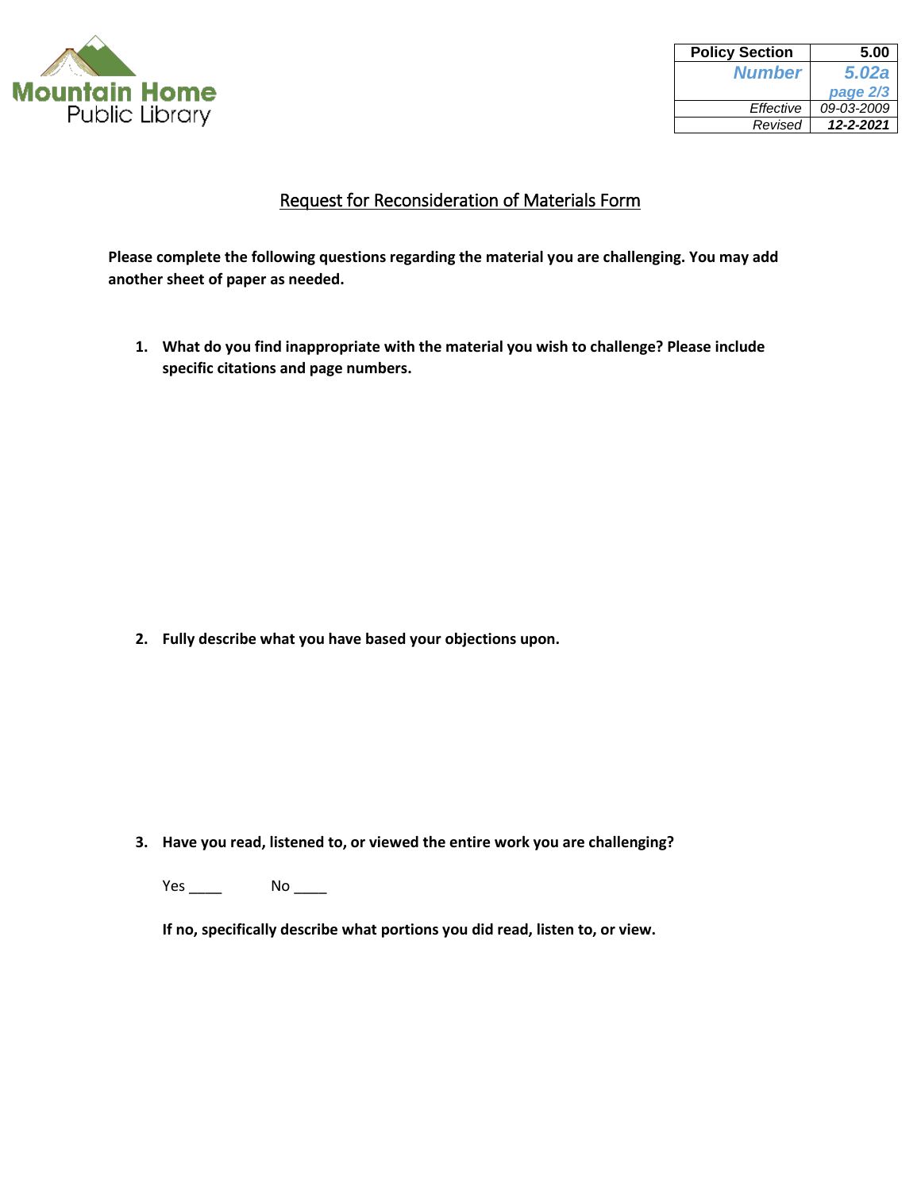Mountain Home Public Library

| Policy Section | 5.00 |
| --- | --- |
| *Number* | *5.02a* <br> *page 2/3* |
| *Effective* | *09-03-2009* |
| *Revised* | ***12-2-2021*** |

# Request for Reconsideration of Materials Form

**Please complete the following questions regarding the material you are challenging. You may add another sheet of paper as needed.**

1. **What do you find inappropriate with the material you wish to challenge? Please include specific citations and page numbers.**

2. **Fully describe what you have based your objections upon.**

3. **Have you read, listened to, or viewed the entire work you are challenging?**

   Yes ____ No ____

   **If no, specifically describe what portions you did read, listen to, or view.**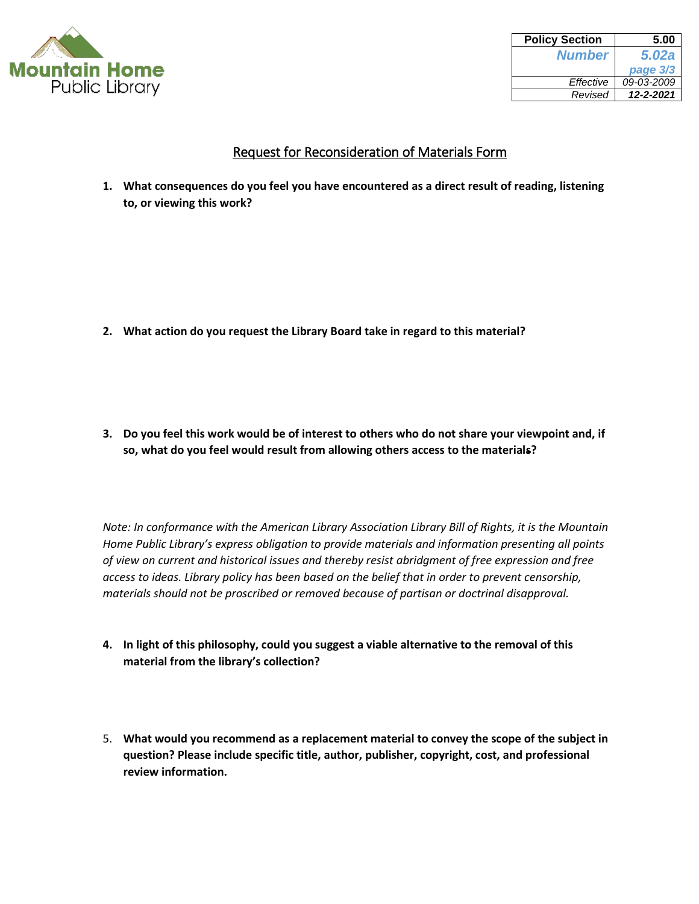Mountain Home
Public Library

| Policy Section | 5.00 |
| --- | --- |
| Number | 5.02a |
| | page 3/3 |
| Effective | 09-03-2009 |
| Revised | 12-2-2021 |

## Request for Reconsideration of Materials Form

1. **What consequences do you feel you have encountered as a direct result of reading, listening to, or viewing this work?**

2. **What action do you request the Library Board take in regard to this material?**

3. **Do you feel this work would be of interest to others who do not share your viewpoint and, if so, what do you feel would result from allowing others access to the materials?**

*Note: In conformance with the American Library Association Library Bill of Rights, it is the Mountain Home Public Library's express obligation to provide materials and information presenting all points of view on current and historical issues and thereby resist abridgment of free expression and free access to ideas. Library policy has been based on the belief that in order to prevent censorship, materials should not be proscribed or removed because of partisan or doctrinal disapproval.*

4. **In light of this philosophy, could you suggest a viable alternative to the removal of this material from the library's collection?**

5. **What would you recommend as a replacement material to convey the scope of the subject in question? Please include specific title, author, publisher, copyright, cost, and professional review information.**